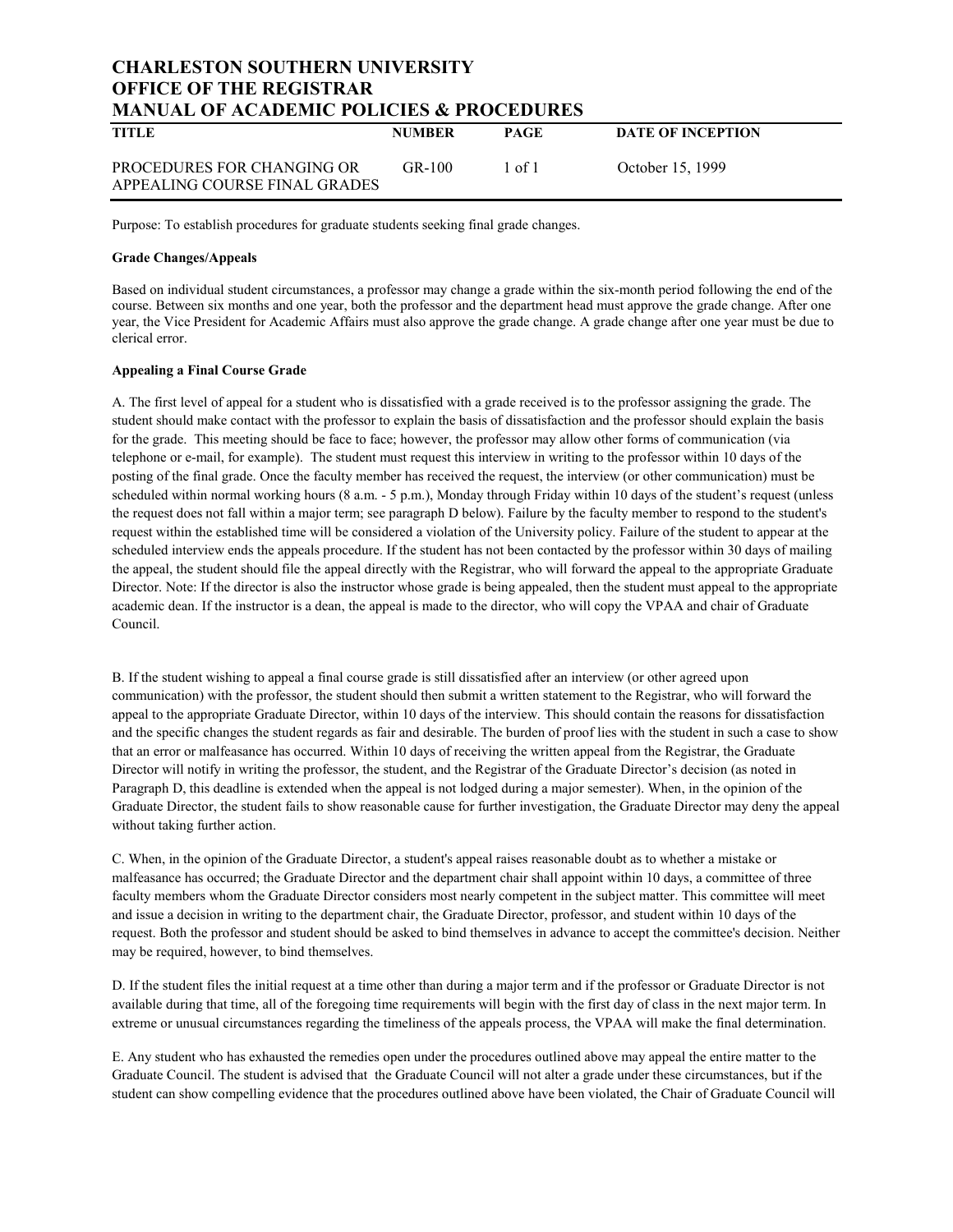# CHARLESTON SOUTHERN UNIVERSITY
# OFFICE OF THE REGISTRAR
# MANUAL OF ACADEMIC POLICIES & PROCEDURES

| TITLE | NUMBER | PAGE | DATE OF INCEPTION |
|---|---|---|---|
| PROCEDURES FOR CHANGING OR APPEALING COURSE FINAL GRADES | GR-100 | 1 of 1 | October 15, 1999 |

Purpose: To establish procedures for graduate students seeking final grade changes.

**Grade Changes/Appeals**

Based on individual student circumstances, a professor may change a grade within the six-month period following the end of the course. Between six months and one year, both the professor and the department head must approve the grade change. After one year, the Vice President for Academic Affairs must also approve the grade change. A grade change after one year must be due to clerical error.

**Appealing a Final Course Grade**

A. The first level of appeal for a student who is dissatisfied with a grade received is to the professor assigning the grade. The student should make contact with the professor to explain the basis of dissatisfaction and the professor should explain the basis for the grade. This meeting should be face to face; however, the professor may allow other forms of communication (via telephone or e-mail, for example). The student must request this interview in writing to the professor within 10 days of the posting of the final grade. Once the faculty member has received the request, the interview (or other communication) must be scheduled within normal working hours (8 a.m. - 5 p.m.), Monday through Friday within 10 days of the student's request (unless the request does not fall within a major term; see paragraph D below). Failure by the faculty member to respond to the student's request within the established time will be considered a violation of the University policy. Failure of the student to appear at the scheduled interview ends the appeals procedure. If the student has not been contacted by the professor within 30 days of mailing the appeal, the student should file the appeal directly with the Registrar, who will forward the appeal to the appropriate Graduate Director. Note: If the director is also the instructor whose grade is being appealed, then the student must appeal to the appropriate academic dean. If the instructor is a dean, the appeal is made to the director, who will copy the VPAA and chair of Graduate Council.

B. If the student wishing to appeal a final course grade is still dissatisfied after an interview (or other agreed upon communication) with the professor, the student should then submit a written statement to the Registrar, who will forward the appeal to the appropriate Graduate Director, within 10 days of the interview. This should contain the reasons for dissatisfaction and the specific changes the student regards as fair and desirable. The burden of proof lies with the student in such a case to show that an error or malfeasance has occurred. Within 10 days of receiving the written appeal from the Registrar, the Graduate Director will notify in writing the professor, the student, and the Registrar of the Graduate Director's decision (as noted in Paragraph D, this deadline is extended when the appeal is not lodged during a major semester). When, in the opinion of the Graduate Director, the student fails to show reasonable cause for further investigation, the Graduate Director may deny the appeal without taking further action.

C. When, in the opinion of the Graduate Director, a student's appeal raises reasonable doubt as to whether a mistake or malfeasance has occurred; the Graduate Director and the department chair shall appoint within 10 days, a committee of three faculty members whom the Graduate Director considers most nearly competent in the subject matter. This committee will meet and issue a decision in writing to the department chair, the Graduate Director, professor, and student within 10 days of the request. Both the professor and student should be asked to bind themselves in advance to accept the committee's decision. Neither may be required, however, to bind themselves.

D. If the student files the initial request at a time other than during a major term and if the professor or Graduate Director is not available during that time, all of the foregoing time requirements will begin with the first day of class in the next major term. In extreme or unusual circumstances regarding the timeliness of the appeals process, the VPAA will make the final determination.

E. Any student who has exhausted the remedies open under the procedures outlined above may appeal the entire matter to the Graduate Council. The student is advised that the Graduate Council will not alter a grade under these circumstances, but if the student can show compelling evidence that the procedures outlined above have been violated, the Chair of Graduate Council will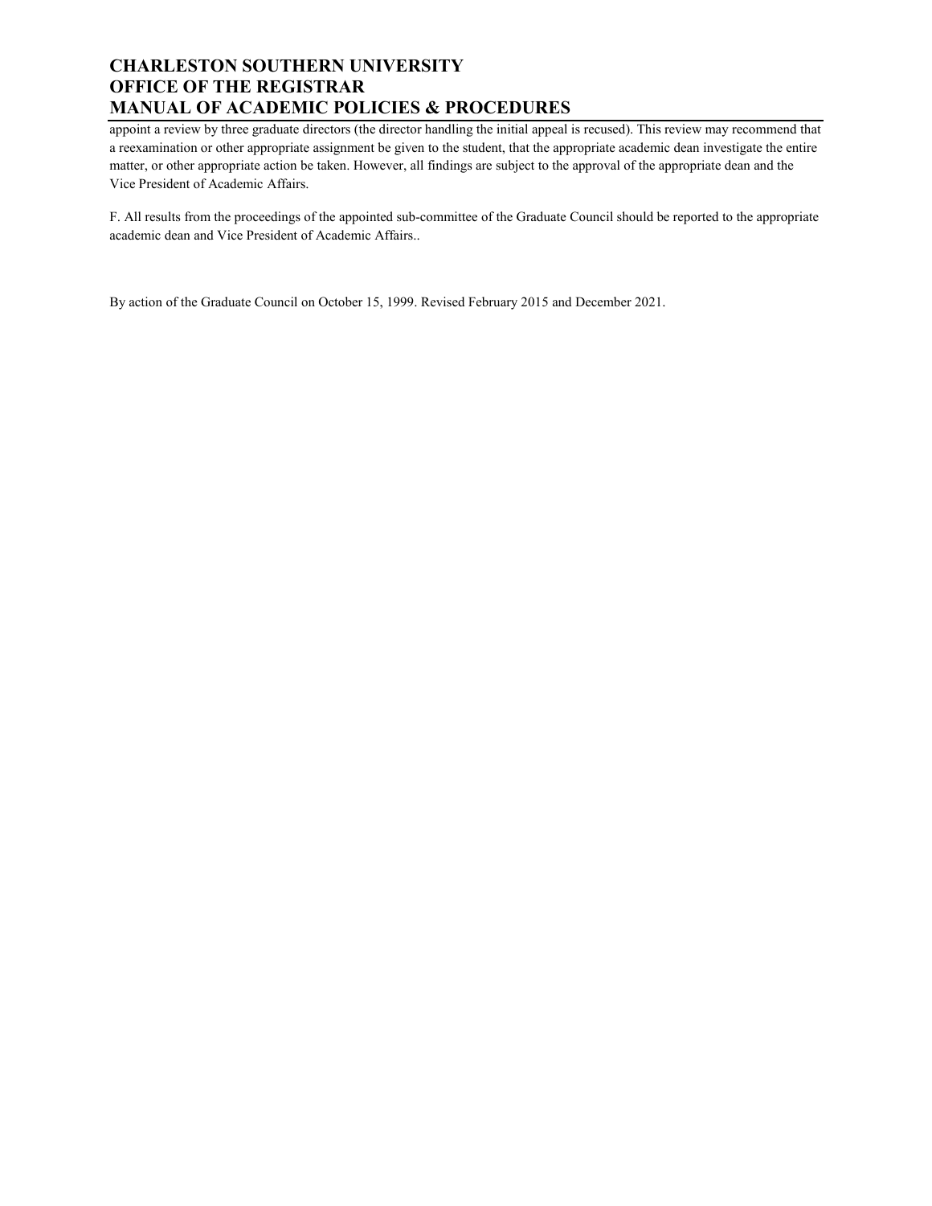appoint a review by three graduate directors (the director handling the initial appeal is recused). This review may recommend that a reexamination or other appropriate assignment be given to the student, that the appropriate academic dean investigate the entire matter, or other appropriate action be taken. However, all findings are subject to the approval of the appropriate dean and the Vice President of Academic Affairs.

F. All results from the proceedings of the appointed sub-committee of the Graduate Council should be reported to the appropriate academic dean and Vice President of Academic Affairs..

By action of the Graduate Council on October 15, 1999. Revised February 2015 and December 2021.